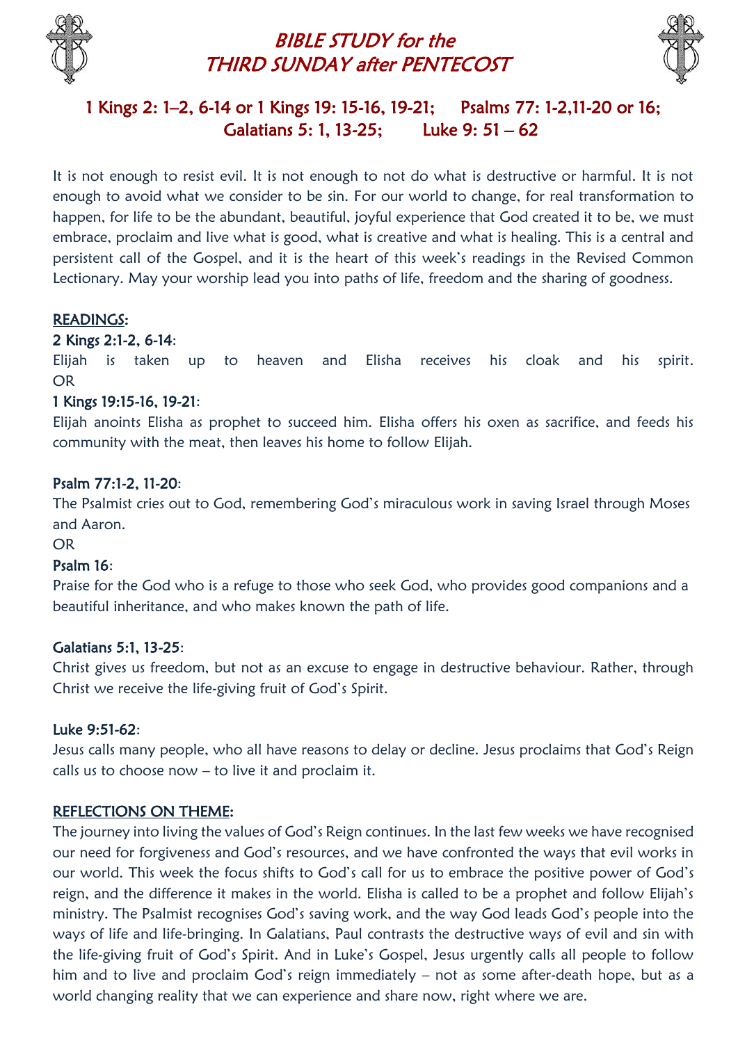# BIBLE STUDY for the THIRD SUNDAY after PENTECOST

## 1 Kings 2: 1–2, 6-14 or 1 Kings 19: 15-16, 19-21; Psalms 77: 1-2,11-20 or 16; Galatians 5: 1, 13-25; Luke 9: 51 – 62

It is not enough to resist evil. It is not enough to not do what is destructive or harmful. It is not enough to avoid what we consider to be sin. For our world to change, for real transformation to happen, for life to be the abundant, beautiful, joyful experience that God created it to be, we must embrace, proclaim and live what is good, what is creative and what is healing. This is a central and persistent call of the Gospel, and it is the heart of this week's readings in the Revised Common Lectionary. May your worship lead you into paths of life, freedom and the sharing of goodness.

**READINGS:**

**2 Kings 2:1-2, 6-14:**
Elijah is taken up to heaven and Elisha receives his cloak and his spirit.
OR

**1 Kings 19:15-16, 19-21:**
Elijah anoints Elisha as prophet to succeed him. Elisha offers his oxen as sacrifice, and feeds his community with the meat, then leaves his home to follow Elijah.

**Psalm 77:1-2, 11-20:**
The Psalmist cries out to God, remembering God's miraculous work in saving Israel through Moses and Aaron.
OR

**Psalm 16:**
Praise for the God who is a refuge to those who seek God, who provides good companions and a beautiful inheritance, and who makes known the path of life.

**Galatians 5:1, 13-25:**
Christ gives us freedom, but not as an excuse to engage in destructive behaviour. Rather, through Christ we receive the life-giving fruit of God's Spirit.

**Luke 9:51-62:**
Jesus calls many people, who all have reasons to delay or decline. Jesus proclaims that God's Reign calls us to choose now – to live it and proclaim it.

**REFLECTIONS ON THEME:**

The journey into living the values of God's Reign continues. In the last few weeks we have recognised our need for forgiveness and God's resources, and we have confronted the ways that evil works in our world. This week the focus shifts to God's call for us to embrace the positive power of God's reign, and the difference it makes in the world. Elisha is called to be a prophet and follow Elijah's ministry. The Psalmist recognises God's saving work, and the way God leads God's people into the ways of life and life-bringing. In Galatians, Paul contrasts the destructive ways of evil and sin with the life-giving fruit of God's Spirit. And in Luke's Gospel, Jesus urgently calls all people to follow him and to live and proclaim God's reign immediately – not as some after-death hope, but as a world changing reality that we can experience and share now, right where we are.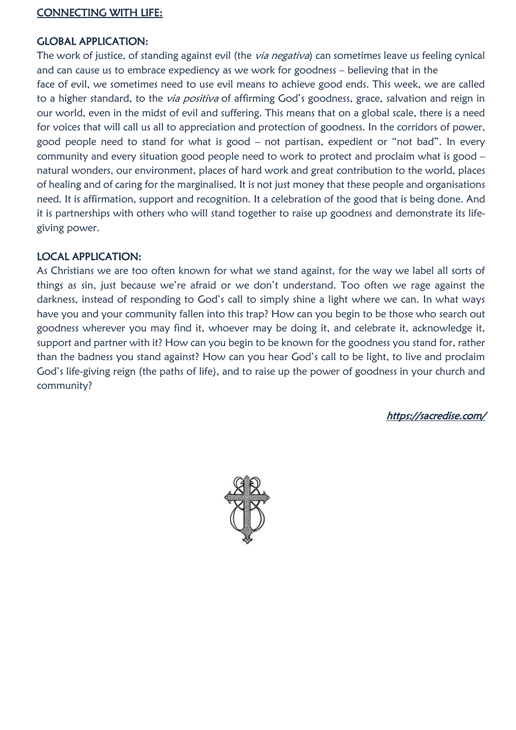## CONNECTING WITH LIFE:

### GLOBAL APPLICATION:

The work of justice, of standing against evil (the *via negativa*) can sometimes leave us feeling cynical and can cause us to embrace expediency as we work for goodness – believing that in the face of evil, we sometimes need to use evil means to achieve good ends. This week, we are called to a higher standard, to the *via positiva* of affirming God's goodness, grace, salvation and reign in our world, even in the midst of evil and suffering. This means that on a global scale, there is a need for voices that will call us all to appreciation and protection of goodness. In the corridors of power, good people need to stand for what is good – not partisan, expedient or "not bad". In every community and every situation good people need to work to protect and proclaim what is good – natural wonders, our environment, places of hard work and great contribution to the world, places of healing and of caring for the marginalised. It is not just money that these people and organisations need. It is affirmation, support and recognition. It a celebration of the good that is being done. And it is partnerships with others who will stand together to raise up goodness and demonstrate its life-giving power.

### LOCAL APPLICATION:

As Christians we are too often known for what we stand against, for the way we label all sorts of things as sin, just because we're afraid or we don't understand. Too often we rage against the darkness, instead of responding to God's call to simply shine a light where we can. In what ways have you and your community fallen into this trap? How can you begin to be those who search out goodness wherever you may find it, whoever may be doing it, and celebrate it, acknowledge it, support and partner with it? How can you begin to be known for the goodness you stand for, rather than the badness you stand against? How can you hear God's call to be light, to live and proclaim God's life-giving reign (the paths of life), and to raise up the power of goodness in your church and community?

https://sacredise.com/